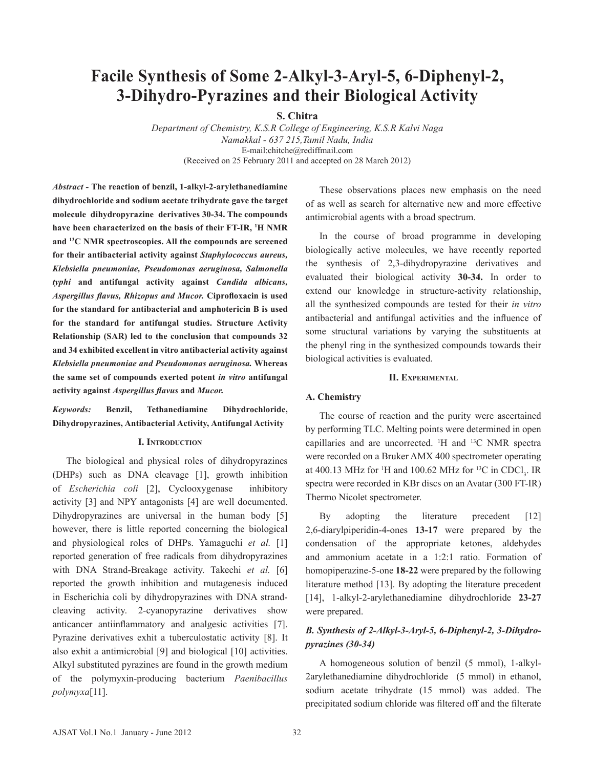# Facile Synthesis of Some 2-Alkyl-3-Aryl-5, 6-Diphenyl-2, 3-Dihydro-Pyrazines and their Biological Activity

**S. Chitra**

*Department of Chemistry, K.S.R College of Engineering, K.S.R Kalvi Naga*
*Namakkal - 637 215,Tamil Nadu, India*
E-mail:chitche@rediffmail.com
(Received on 25 February 2011 and accepted on 28 March 2012)

***Abstract* - The reaction of benzil, 1-alkyl-2-arylethanediamine dihydrochloride and sodium acetate trihydrate gave the target molecule dihydropyrazine derivatives 30-34. The compounds have been characterized on the basis of their FT-IR, [1]H NMR and [13]C NMR spectroscopies. All the compounds are screened for their antibacterial activity against *Staphylococcus aureus, Klebsiella pneumoniae, Pseudomonas aeruginosa, Salmonella typhi* and antifungal activity against *Candida albicans, Aspergillus flavus, Rhizopus and Mucor.* Ciprofloxacin is used for the standard for antibacterial and amphotericin B is used for the standard for antifungal studies. Structure Activity Relationship (SAR) led to the conclusion that compounds 32 and 34 exhibited excellent in vitro antibacterial activity against *Klebsiella pneumoniae and Pseudomonas aeruginosa.* Whereas the same set of compounds exerted potent *in vitro* antifungal activity against *Aspergillus flavus* and *Mucor.***

*Keywords:* **Benzil, Tethanediamine Dihydrochloride, Dihydropyrazines, Antibacterial Activity, Antifungal Activity**

## I. Introduction

The biological and physical roles of dihydropyrazines (DHPs) such as DNA cleavage [1], growth inhibition of *Escherichia coli* [2], Cyclooxygenase inhibitory activity [3] and NPY antagonists [4] are well documented. Dihydropyrazines are universal in the human body [5] however, there is little reported concerning the biological and physiological roles of DHPs. Yamaguchi *et al.* [1] reported generation of free radicals from dihydropyrazines with DNA Strand-Breakage activity. Takechi *et al.* [6] reported the growth inhibition and mutagenesis induced in Escherichia coli by dihydropyrazines with DNA strand-cleaving activity. 2-cyanopyrazine derivatives show anticancer antiinflammatory and analgesic activities [7]. Pyrazine derivatives exhit a tuberculostatic activity [8]. It also exhit a antimicrobial [9] and biological [10] activities. Alkyl substituted pyrazines are found in the growth medium of the polymyxin-producing bacterium *Paenibacillus polymyxa*[11].

These observations places new emphasis on the need of as well as search for alternative new and more effective antimicrobial agents with a broad spectrum.

In the course of broad programme in developing biologically active molecules, we have recently reported the synthesis of 2,3-dihydropyrazine derivatives and evaluated their biological activity **30-34.** In order to extend our knowledge in structure-activity relationship, all the synthesized compounds are tested for their *in vitro* antibacterial and antifungal activities and the influence of some structural variations by varying the substituents at the phenyl ring in the synthesized compounds towards their biological activities is evaluated.

## II. Experimental

### A. Chemistry

The course of reaction and the purity were ascertained by performing TLC. Melting points were determined in open capillaries and are uncorrected. [1]H and [13]C NMR spectra were recorded on a Bruker AMX 400 spectrometer operating at 400.13 MHz for [1]H and 100.62 MHz for [13]C in $CDCl_3$. IR spectra were recorded in KBr discs on an Avatar (300 FT-IR) Thermo Nicolet spectrometer.

By adopting the literature precedent [12] 2,6-diarylpiperidin-4-ones **13-17** were prepared by the condensation of the appropriate ketones, aldehydes and ammonium acetate in a 1:2:1 ratio. Formation of homopiperazine-5-one **18-22** were prepared by the following literature method [13]. By adopting the literature precedent [14], 1-alkyl-2-arylethanediamine dihydrochloride **23-27** were prepared.

### *B. Synthesis of 2-Alkyl-3-Aryl-5, 6-Diphenyl-2, 3-Dihydro-pyrazines (30-34)*

A homogeneous solution of benzil (5 mmol), 1-alkyl-2arylethanediamine dihydrochloride (5 mmol) in ethanol, sodium acetate trihydrate (15 mmol) was added. The precipitated sodium chloride was filtered off and the filterate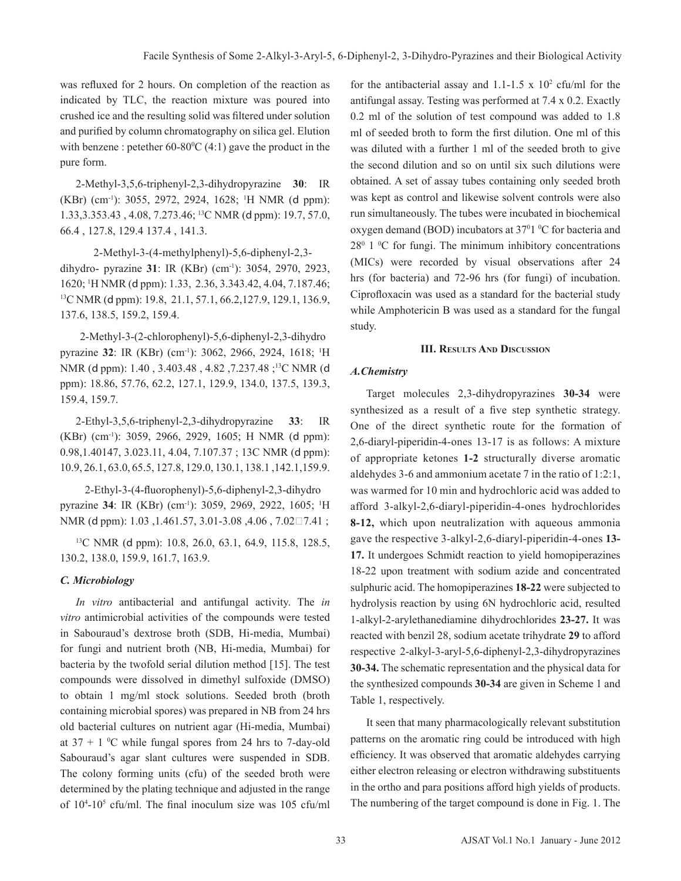was refluxed for 2 hours. On completion of the reaction as indicated by TLC, the reaction mixture was poured into crushed ice and the resulting solid was filtered under solution and purified by column chromatography on silica gel. Elution with benzene : petether 60-80$^0$C (4:1) gave the product in the pure form.

2-Methyl-3,5,6-triphenyl-2,3-dihydropyrazine **30**: IR (KBr) (cm$^{-1}$): 3055, 2972, 2924, 1628; $^1$H NMR (d ppm): 1.33,3.353.43 , 4.08, 7.273.46; $^{13}$C NMR (d ppm): 19.7, 57.0, 66.4 , 127.8, 129.4 137.4 , 141.3.

2-Methyl-3-(4-methylphenyl)-5,6-diphenyl-2,3-dihydro- pyrazine **31**: IR (KBr) (cm$^{-1}$): 3054, 2970, 2923, 1620; $^1$H NMR (d ppm): 1.33, 2.36, 3.343.42, 4.04, 7.187.46; $^{13}$C NMR (d ppm): 19.8, 21.1, 57.1, 66.2,127.9, 129.1, 136.9, 137.6, 138.5, 159.2, 159.4.

2-Methyl-3-(2-chlorophenyl)-5,6-diphenyl-2,3-dihydro pyrazine **32**: IR (KBr) (cm$^{-1}$): 3062, 2966, 2924, 1618; $^1$H NMR (d ppm): 1.40 , 3.403.48 , 4.82 ,7.237.48 ;$^{13}$C NMR (d ppm): 18.86, 57.76, 62.2, 127.1, 129.9, 134.0, 137.5, 139.3, 159.4, 159.7.

2-Ethyl-3,5,6-triphenyl-2,3-dihydropyrazine **33**: IR (KBr) (cm$^{-1}$): 3059, 2966, 2929, 1605; H NMR (d ppm): 0.98,1.40147, 3.023.11, 4.04, 7.107.37 ; 13C NMR (d ppm): 10.9, 26.1, 63.0, 65.5, 127.8, 129.0, 130.1, 138.1 ,142.1,159.9.

2-Ethyl-3-(4-fluorophenyl)-5,6-diphenyl-2,3-dihydro pyrazine **34**: IR (KBr) (cm$^{-1}$): 3059, 2969, 2922, 1605; $^1$H NMR (d ppm): 1.03 ,1.461.57, 3.01-3.08 ,4.06 , 7.02□7.41 ;

$^{13}$C NMR (d ppm): 10.8, 26.0, 63.1, 64.9, 115.8, 128.5, 130.2, 138.0, 159.9, 161.7, 163.9.

### *C. Microbiology*

*In vitro* antibacterial and antifungal activity. The *in vitro* antimicrobial activities of the compounds were tested in Sabouraud's dextrose broth (SDB, Hi-media, Mumbai) for fungi and nutrient broth (NB, Hi-media, Mumbai) for bacteria by the twofold serial dilution method [15]. The test compounds were dissolved in dimethyl sulfoxide (DMSO) to obtain 1 mg/ml stock solutions. Seeded broth (broth containing microbial spores) was prepared in NB from 24 hrs old bacterial cultures on nutrient agar (Hi-media, Mumbai) at 37 + 1 $^0$C while fungal spores from 24 hrs to 7-day-old Sabouraud's agar slant cultures were suspended in SDB. The colony forming units (cfu) of the seeded broth were determined by the plating technique and adjusted in the range of $10^4$-$10^5$ cfu/ml. The final inoculum size was 105 cfu/ml for the antibacterial assay and 1.1-1.5 x $10^2$ cfu/ml for the antifungal assay. Testing was performed at 7.4 x 0.2. Exactly 0.2 ml of the solution of test compound was added to 1.8 ml of seeded broth to form the first dilution. One ml of this was diluted with a further 1 ml of the seeded broth to give the second dilution and so on until six such dilutions were obtained. A set of assay tubes containing only seeded broth was kept as control and likewise solvent controls were also run simultaneously. The tubes were incubated in biochemical oxygen demand (BOD) incubators at 37$^0$1 $^0$C for bacteria and 28$^0$ 1 $^0$C for fungi. The minimum inhibitory concentrations (MICs) were recorded by visual observations after 24 hrs (for bacteria) and 72-96 hrs (for fungi) of incubation. Ciprofloxacin was used as a standard for the bacterial study while Amphotericin B was used as a standard for the fungal study.

## III. Results And Discussion

### *A. Chemistry*

Target molecules 2,3-dihydropyrazines **30-34** were synthesized as a result of a five step synthetic strategy. One of the direct synthetic route for the formation of 2,6-diaryl-piperidin-4-ones 13-17 is as follows: A mixture of appropriate ketones **1-2** structurally diverse aromatic aldehydes 3-6 and ammonium acetate 7 in the ratio of 1:2:1, was warmed for 10 min and hydrochloric acid was added to afford 3-alkyl-2,6-diaryl-piperidin-4-ones hydrochlorides **8-12,** which upon neutralization with aqueous ammonia gave the respective 3-alkyl-2,6-diaryl-piperidin-4-ones **13-17.** It undergoes Schmidt reaction to yield homopiperazines 18-22 upon treatment with sodium azide and concentrated sulphuric acid. The homopiperazines **18-22** were subjected to hydrolysis reaction by using 6N hydrochloric acid, resulted 1-alkyl-2-arylethanediamine dihydrochlorides **23-27.** It was reacted with benzil 28, sodium acetate trihydrate **29** to afford respective 2-alkyl-3-aryl-5,6-diphenyl-2,3-dihydropyrazines **30-34.** The schematic representation and the physical data for the synthesized compounds **30-34** are given in Scheme 1 and Table 1, respectively.

It seen that many pharmacologically relevant substitution patterns on the aromatic ring could be introduced with high efficiency. It was observed that aromatic aldehydes carrying either electron releasing or electron withdrawing substituents in the ortho and para positions afford high yields of products. The numbering of the target compound is done in Fig. 1. The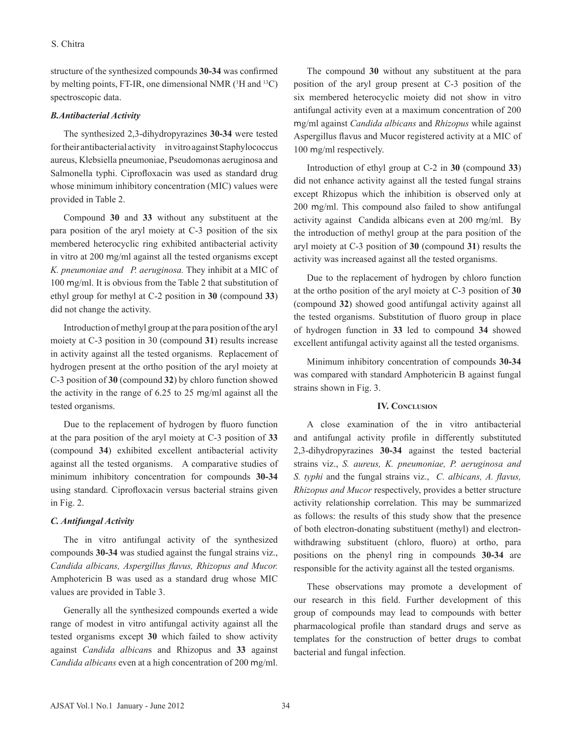structure of the synthesized compounds **30-34** was confirmed by melting points, FT-IR, one dimensional NMR ($^{1}$H and $^{13}$C) spectroscopic data.

### *B.Antibacterial Activity*

The synthesized 2,3-dihydropyrazines **30-34** were tested for their antibacterial activity in vitro against Staphylococcus aureus, Klebsiella pneumoniae, Pseudomonas aeruginosa and Salmonella typhi. Ciprofloxacin was used as standard drug whose minimum inhibitory concentration (MIC) values were provided in Table 2.

Compound **30** and **33** without any substituent at the para position of the aryl moiety at C-3 position of the six membered heterocyclic ring exhibited antibacterial activity in vitro at 200 mg/ml against all the tested organisms except *K. pneumoniae and P. aeruginosa.* They inhibit at a MIC of 100 mg/ml. It is obvious from the Table 2 that substitution of ethyl group for methyl at C-2 position in **30** (compound **33**) did not change the activity.

Introduction of methyl group at the para position of the aryl moiety at C-3 position in 30 (compound **31**) results increase in activity against all the tested organisms. Replacement of hydrogen present at the ortho position of the aryl moiety at C-3 position of **30** (compound **32**) by chloro function showed the activity in the range of 6.25 to 25 mg/ml against all the tested organisms.

Due to the replacement of hydrogen by fluoro function at the para position of the aryl moiety at C-3 position of **33** (compound **34**) exhibited excellent antibacterial activity against all the tested organisms. A comparative studies of minimum inhibitory concentration for compounds **30-34** using standard. Ciprofloxacin versus bacterial strains given in Fig. 2.

### *C. Antifungal Activity*

The in vitro antifungal activity of the synthesized compounds **30-34** was studied against the fungal strains viz., *Candida albicans, Aspergillus flavus, Rhizopus and Mucor.* Amphotericin B was used as a standard drug whose MIC values are provided in Table 3.

Generally all the synthesized compounds exerted a wide range of modest in vitro antifungal activity against all the tested organisms except **30** which failed to show activity against *Candida albicans* and Rhizopus and **33** against *Candida albicans* even at a high concentration of 200 mg/ml.

The compound **30** without any substituent at the para position of the aryl group present at C-3 position of the six membered heterocyclic moiety did not show in vitro antifungal activity even at a maximum concentration of 200 mg/ml against *Candida albicans* and *Rhizopus* while against Aspergillus flavus and Mucor registered activity at a MIC of 100 mg/ml respectively.

Introduction of ethyl group at C-2 in **30** (compound **33**) did not enhance activity against all the tested fungal strains except Rhizopus which the inhibition is observed only at 200 mg/ml. This compound also failed to show antifungal activity against Candida albicans even at 200 mg/ml. By the introduction of methyl group at the para position of the aryl moiety at C-3 position of **30** (compound **31**) results the activity was increased against all the tested organisms.

Due to the replacement of hydrogen by chloro function at the ortho position of the aryl moiety at C-3 position of **30** (compound **32**) showed good antifungal activity against all the tested organisms. Substitution of fluoro group in place of hydrogen function in **33** led to compound **34** showed excellent antifungal activity against all the tested organisms.

Minimum inhibitory concentration of compounds **30-34** was compared with standard Amphotericin B against fungal strains shown in Fig. 3.

## IV. Conclusion

A close examination of the in vitro antibacterial and antifungal activity profile in differently substituted 2,3-dihydropyrazines **30-34** against the tested bacterial strains viz., *S. aureus, K. pneumoniae, P. aeruginosa and S. typhi* and the fungal strains viz., *C. albicans, A. flavus, Rhizopus and Mucor* respectively, provides a better structure activity relationship correlation. This may be summarized as follows: the results of this study show that the presence of both electron-donating substituent (methyl) and electron-withdrawing substituent (chloro, fluoro) at ortho, para positions on the phenyl ring in compounds **30-34** are responsible for the activity against all the tested organisms.

These observations may promote a development of our research in this field. Further development of this group of compounds may lead to compounds with better pharmacological profile than standard drugs and serve as templates for the construction of better drugs to combat bacterial and fungal infection.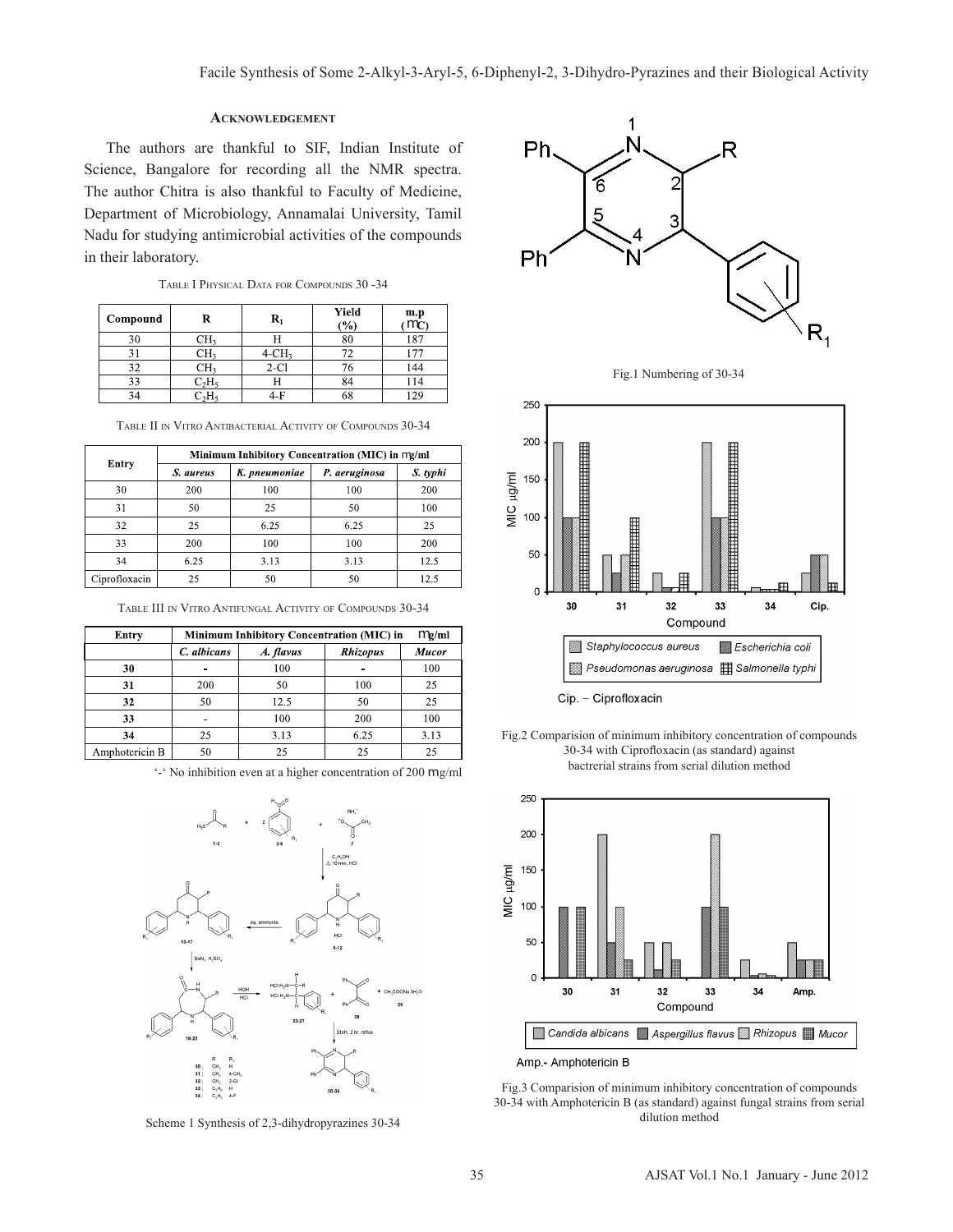## Acknowledgement

The authors are thankful to SIF, Indian Institute of Science, Bangalore for recording all the NMR spectra. The author Chitra is also thankful to Faculty of Medicine, Department of Microbiology, Annamalai University, Tamil Nadu for studying antimicrobial activities of the compounds in their laboratory.

Table I Physical Data for Compounds 30 -34

| Compound | R | $R_1$ | Yield (%) | m.p (°C) |
|---|---|---|---|---|
| 30 | $CH_3$ | H | 80 | 187 |
| 31 | $CH_3$ | 4-$CH_3$ | 72 | 177 |
| 32 | $CH_3$ | 2-Cl | 76 | 144 |
| 33 | $C_2H_5$ | H | 84 | 114 |
| 34 | $C_2H_5$ | 4-F | 68 | 129 |

Table II in Vitro Antibacterial Activity of Compounds 30-34

| Entry | Minimum Inhibitory Concentration (MIC) in μg/ml | | | |
|---|---|---|---|---|
| | *S. aureus* | *K. pneumoniae* | *P. aeruginosa* | *S. typhi* |
| 30 | 200 | 100 | 100 | 200 |
| 31 | 50 | 25 | 50 | 100 |
| 32 | 25 | 6.25 | 6.25 | 25 |
| 33 | 200 | 100 | 100 | 200 |
| 34 | 6.25 | 3.13 | 3.13 | 12.5 |
| Ciprofloxacin | 25 | 50 | 50 | 12.5 |

Table III in Vitro Antifungal Activity of Compounds 30-34

| Entry | Minimum Inhibitory Concentration (MIC) in μg/ml | | | |
|---|---|---|---|---|
| | *C. albicans* | *A. flavus* | *Rhizopus* | *Mucor* |
| 30 | - | 100 | - | 100 |
| 31 | 200 | 50 | 100 | 25 |
| 32 | 50 | 12.5 | 50 | 25 |
| 33 | - | 100 | 200 | 100 |
| 34 | 25 | 3.13 | 6.25 | 3.13 |
| Amphotericin B | 50 | 25 | 25 | 25 |

'-' No inhibition even at a higher concentration of 200 μg/ml

Scheme 1 Synthesis of 2,3-dihydropyrazines 30-34

Fig.1 Numbering of 30-34

Fig.2 Comparision of minimum inhibitory concentration of compounds 30-34 with Ciprofloxacin (as standard) against bactrerial strains from serial dilution method

Fig.3 Comparision of minimum inhibitory concentration of compounds 30-34 with Amphotericin B (as standard) against fungal strains from serial dilution method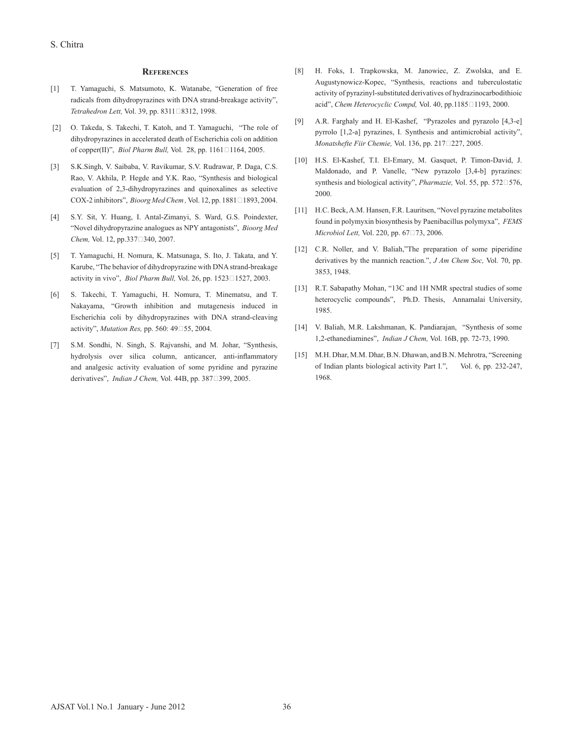## References

[1] T. Yamaguchi, S. Matsumoto, K. Watanabe, "Generation of free radicals from dihydropyrazines with DNA strand-breakage activity", *Tetrahedron Lett,* Vol. 39, pp. 8311–8312, 1998.

[2] O. Takeda, S. Takechi, T. Katoh, and T. Yamaguchi, "The role of dihydropyrazines in accelerated death of Escherichia coli on addition of copper(II)", *Biol Pharm Bull,* Vol. 28, pp. 1161–1164, 2005.

[3] S.K.Singh, V. Saibaba, V. Ravikumar, S.V. Rudrawar, P. Daga, C.S. Rao, V. Akhila, P. Hegde and Y.K. Rao, "Synthesis and biological evaluation of 2,3-dihydropyrazines and quinoxalines as selective COX-2 inhibitors", *Bioorg Med Chem ,* Vol. 12, pp. 1881–1893, 2004.

[4] S.Y. Sit, Y. Huang, I. Antal-Zimanyi, S. Ward, G.S. Poindexter, "Novel dihydropyrazine analogues as NPY antagonists", *Bioorg Med Chem,* Vol. 12, pp.337–340, 2007.

[5] T. Yamaguchi, H. Nomura, K. Matsunaga, S. Ito, J. Takata, and Y. Karube, "The behavior of dihydropyrazine with DNA strand-breakage activity in vivo", *Biol Pharm Bull,* Vol. 26, pp. 1523–1527, 2003.

[6] S. Takechi, T. Yamaguchi, H. Nomura, T. Minematsu, and T. Nakayama, "Growth inhibition and mutagenesis induced in Escherichia coli by dihydropyrazines with DNA strand-cleaving activity", *Mutation Res,* pp. 560: 49–55, 2004.

[7] S.M. Sondhi, N. Singh, S. Rajvanshi, and M. Johar, "Synthesis, hydrolysis over silica column, anticancer, anti-inflammatory and analgesic activity evaluation of some pyridine and pyrazine derivatives", *Indian J Chem,* Vol. 44B, pp. 387–399, 2005.

[8] H. Foks, I. Trapkowska, M. Janowiec, Z. Zwolska, and E. Augustynowicz-Kopec, "Synthesis, reactions and tuberculostatic activity of pyrazinyl-substituted derivatives of hydrazinocarbodithioic acid", *Chem Heterocyclic Compd,* Vol. 40, pp.1185–1193, 2000.

[9] A.R. Farghaly and H. El-Kashef, "Pyrazoles and pyrazolo [4,3-e] pyrrolo [1,2-a] pyrazines, I. Synthesis and antimicrobial activity", *Monatshefte Fiir Chemie,* Vol. 136, pp. 217–227, 2005.

[10] H.S. El-Kashef, T.I. El-Emary, M. Gasquet, P. Timon-David, J. Maldonado, and P. Vanelle, "New pyrazolo [3,4-b] pyrazines: synthesis and biological activity", *Pharmazie,* Vol. 55, pp. 572–576, 2000.

[11] H.C. Beck, A.M. Hansen, F.R. Lauritsen, "Novel pyrazine metabolites found in polymyxin biosynthesis by Paenibacillus polymyxa", *FEMS Microbiol Lett,* Vol. 220, pp. 67–73, 2006.

[12] C.R. Noller, and V. Baliah,"The preparation of some piperidine derivatives by the mannich reaction.", *J Am Chem Soc,* Vol. 70, pp. 3853, 1948.

[13] R.T. Sabapathy Mohan, "13C and 1H NMR spectral studies of some heterocyclic compounds", Ph.D. Thesis, Annamalai University, 1985.

[14] V. Baliah, M.R. Lakshmanan, K. Pandiarajan, "Synthesis of some 1,2-ethanediamines", *Indian J Chem,* Vol. 16B, pp. 72-73, 1990.

[15] M.H. Dhar, M.M. Dhar, B.N. Dhawan, and B.N. Mehrotra, "Screening of Indian plants biological activity Part I.", Vol. 6, pp. 232-247, 1968.